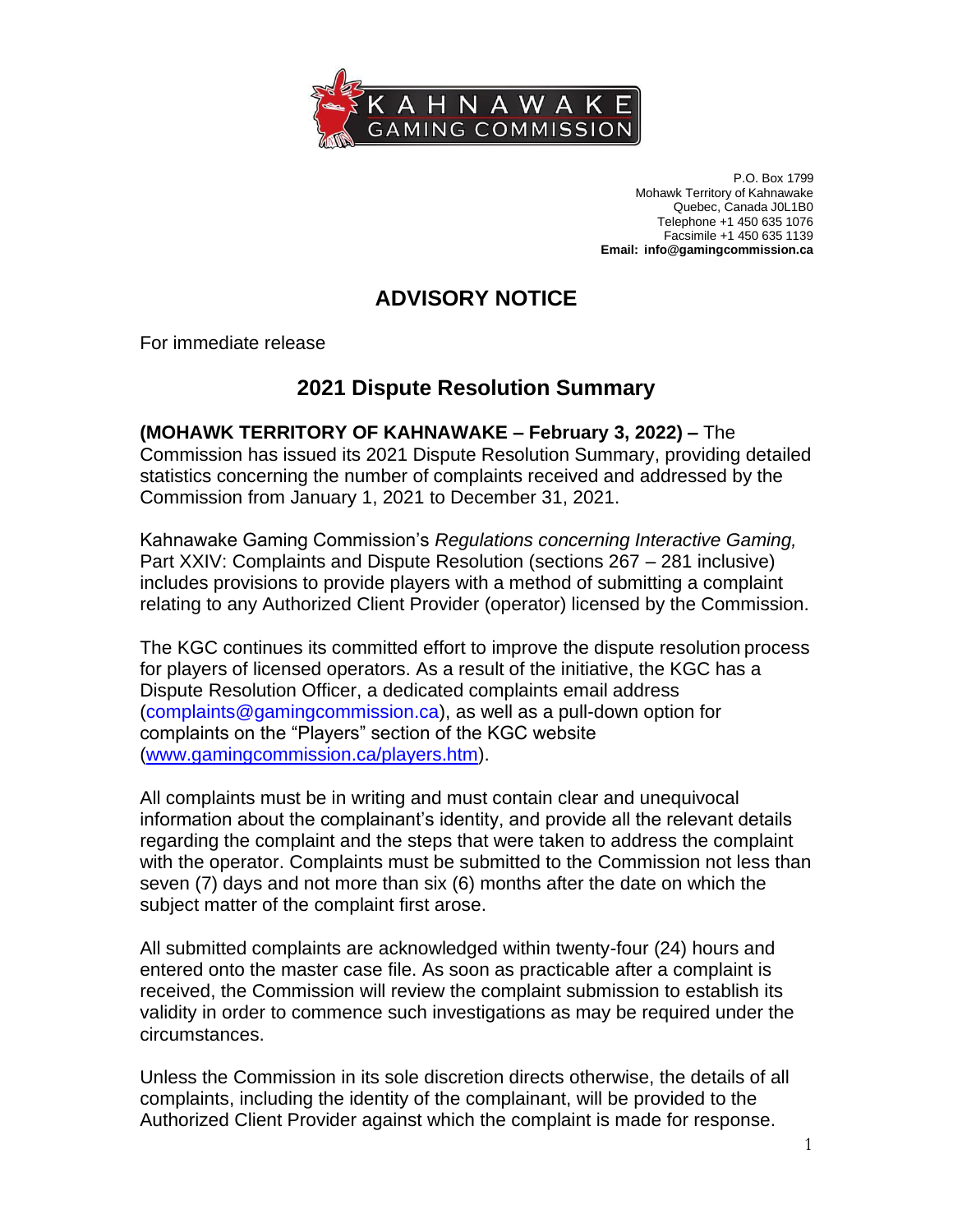KAHNAWAKE GAMING COMMISSION

P.O. Box 1799
Mohawk Territory of Kahnawake
Quebec, Canada J0L1B0
Telephone +1 450 635 1076
Facsimile +1 450 635 1139
**Email: info@gamingcommission.ca**

# ADVISORY NOTICE

For immediate release

## 2021 Dispute Resolution Summary

**(MOHAWK TERRITORY OF KAHNAWAKE – February 3, 2022) –** The Commission has issued its 2021 Dispute Resolution Summary, providing detailed statistics concerning the number of complaints received and addressed by the Commission from January 1, 2021 to December 31, 2021.

Kahnawake Gaming Commission's *Regulations concerning Interactive Gaming,* Part XXIV: Complaints and Dispute Resolution (sections 267 – 281 inclusive) includes provisions to provide players with a method of submitting a complaint relating to any Authorized Client Provider (operator) licensed by the Commission.

The KGC continues its committed effort to improve the dispute resolution process for players of licensed operators. As a result of the initiative, the KGC has a Dispute Resolution Officer, a dedicated complaints email address (complaints@gamingcommission.ca), as well as a pull-down option for complaints on the "Players" section of the KGC website (www.gamingcommission.ca/players.htm).

All complaints must be in writing and must contain clear and unequivocal information about the complainant's identity, and provide all the relevant details regarding the complaint and the steps that were taken to address the complaint with the operator. Complaints must be submitted to the Commission not less than seven (7) days and not more than six (6) months after the date on which the subject matter of the complaint first arose.

All submitted complaints are acknowledged within twenty-four (24) hours and entered onto the master case file. As soon as practicable after a complaint is received, the Commission will review the complaint submission to establish its validity in order to commence such investigations as may be required under the circumstances.

Unless the Commission in its sole discretion directs otherwise, the details of all complaints, including the identity of the complainant, will be provided to the Authorized Client Provider against which the complaint is made for response.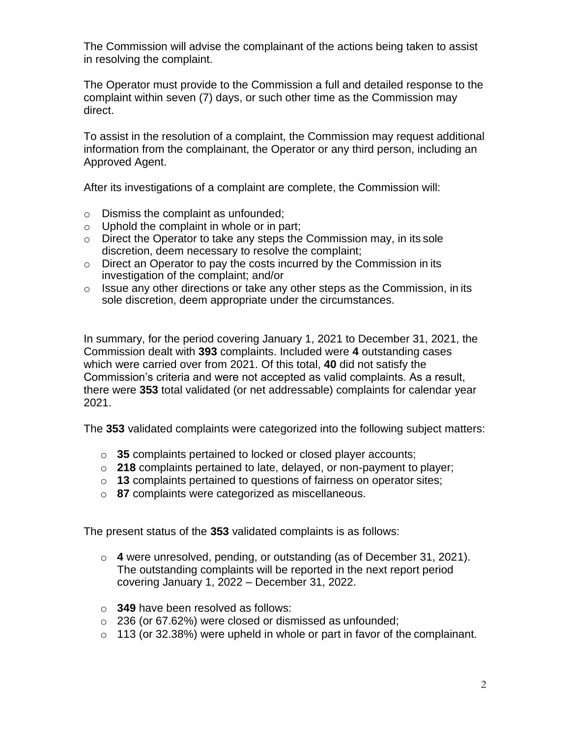The Commission will advise the complainant of the actions being taken to assist in resolving the complaint.

The Operator must provide to the Commission a full and detailed response to the complaint within seven (7) days, or such other time as the Commission may direct.

To assist in the resolution of a complaint, the Commission may request additional information from the complainant, the Operator or any third person, including an Approved Agent.

After its investigations of a complaint are complete, the Commission will:

- Dismiss the complaint as unfounded;
- Uphold the complaint in whole or in part;
- Direct the Operator to take any steps the Commission may, in its sole discretion, deem necessary to resolve the complaint;
- Direct an Operator to pay the costs incurred by the Commission in its investigation of the complaint; and/or
- Issue any other directions or take any other steps as the Commission, in its sole discretion, deem appropriate under the circumstances.

In summary, for the period covering January 1, 2021 to December 31, 2021, the Commission dealt with **393** complaints. Included were **4** outstanding cases which were carried over from 2021. Of this total, **40** did not satisfy the Commission's criteria and were not accepted as valid complaints. As a result, there were **353** total validated (or net addressable) complaints for calendar year 2021.

The **353** validated complaints were categorized into the following subject matters:

- **35** complaints pertained to locked or closed player accounts;
- **218** complaints pertained to late, delayed, or non-payment to player;
- **13** complaints pertained to questions of fairness on operator sites;
- **87** complaints were categorized as miscellaneous.

The present status of the **353** validated complaints is as follows:

- **4** were unresolved, pending, or outstanding (as of December 31, 2021). The outstanding complaints will be reported in the next report period covering January 1, 2022 – December 31, 2022.

- **349** have been resolved as follows:
- 236 (or 67.62%) were closed or dismissed as unfounded;
- 113 (or 32.38%) were upheld in whole or part in favor of the complainant.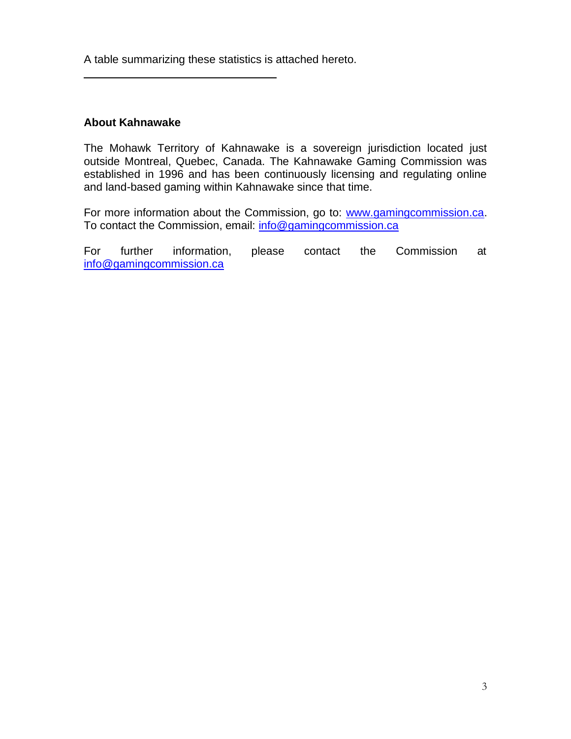A table summarizing these statistics is attached hereto.

---

**About Kahnawake**

The Mohawk Territory of Kahnawake is a sovereign jurisdiction located just outside Montreal, Quebec, Canada. The Kahnawake Gaming Commission was established in 1996 and has been continuously licensing and regulating online and land-based gaming within Kahnawake since that time.

For more information about the Commission, go to: www.gamingcommission.ca. To contact the Commission, email: info@gamingcommission.ca

For further information, please contact the Commission at info@gamingcommission.ca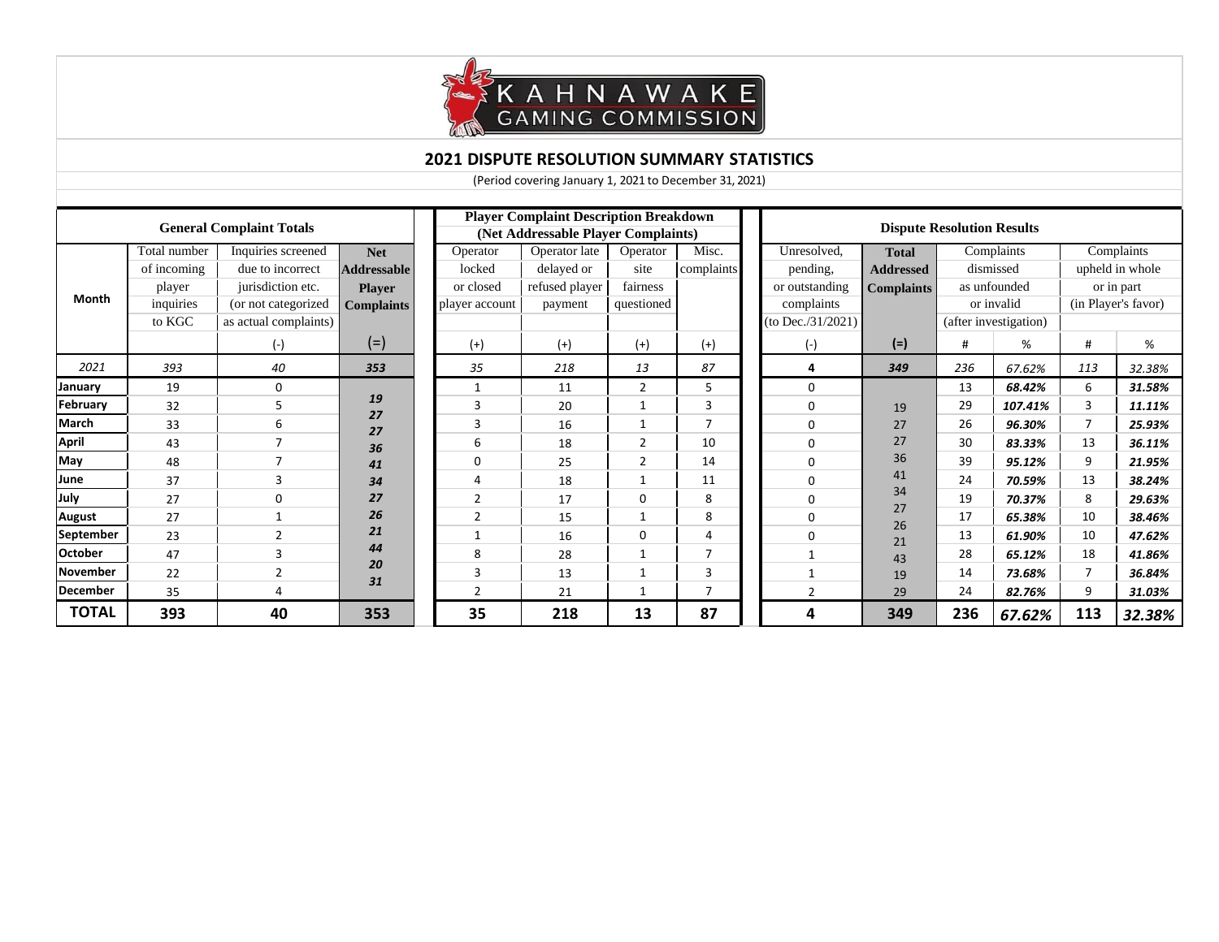KAHNAWAKE GAMING COMMISSION

## 2021 DISPUTE RESOLUTION SUMMARY STATISTICS

(Period covering January 1, 2021 to December 31, 2021)

| Month | General Complaint Totals | | | Player Complaint Description Breakdown (Net Addressable Player Complaints) | | | | Dispute Resolution Results | | | | | |
|---|---|---|---|---|---|---|---|---|---|---|---|---|---|
| | Total number of incoming player inquiries to KGC | Inquiries screened due to incorrect jurisdiction etc. (or not categorized as actual complaints) | **Net Addressable Player Complaints** | Operator locked or closed player account | Operator late delayed or refused player payment | Operator site fairness questioned | Misc. complaints | Unresolved, pending, or outstanding complaints (to Dec./31/2021) | **Total Addressed Complaints** | Complaints dismissed as unfounded or invalid (after investigation) | | Complaints upheld in whole or in part (in Player's favor) | |
| | | (-) | (=) | (+) | (+) | (+) | (+) | (-) | (=) | # | % | # | % |
| *2021* | *393* | *40* | ***353*** | *35* | *218* | *13* | *87* | **4** | ***349*** | *236* | *67.62%* | *113* | *32.38%* |
| **January** | 19 | 0 | ***19*** | 1 | 11 | 2 | 5 | 0 | 19 | 13 | ***68.42%*** | 6 | ***31.58%*** |
| **February** | 32 | 5 | ***27*** | 3 | 20 | 1 | 3 | 0 | 27 | 29 | ***107.41%*** | 3 | ***11.11%*** |
| **March** | 33 | 6 | ***27*** | 3 | 16 | 1 | 7 | 0 | 27 | 26 | ***96.30%*** | 7 | ***25.93%*** |
| **April** | 43 | 7 | ***36*** | 6 | 18 | 2 | 10 | 0 | 36 | 30 | ***83.33%*** | 13 | ***36.11%*** |
| **May** | 48 | 7 | ***41*** | 0 | 25 | 2 | 14 | 0 | 41 | 39 | ***95.12%*** | 9 | ***21.95%*** |
| **June** | 37 | 3 | ***34*** | 4 | 18 | 1 | 11 | 0 | 34 | 24 | ***70.59%*** | 13 | ***38.24%*** |
| **July** | 27 | 0 | ***27*** | 2 | 17 | 0 | 8 | 0 | 27 | 19 | ***70.37%*** | 8 | ***29.63%*** |
| **August** | 27 | 1 | ***26*** | 2 | 15 | 1 | 8 | 0 | 26 | 17 | ***65.38%*** | 10 | ***38.46%*** |
| **September** | 23 | 2 | ***21*** | 1 | 16 | 0 | 4 | 0 | 21 | 13 | ***61.90%*** | 10 | ***47.62%*** |
| **October** | 47 | 3 | ***44*** | 8 | 28 | 1 | 7 | 1 | 43 | 28 | ***65.12%*** | 18 | ***41.86%*** |
| **November** | 22 | 2 | ***20*** | 3 | 13 | 1 | 3 | 1 | 19 | 14 | ***73.68%*** | 7 | ***36.84%*** |
| **December** | 35 | 4 | ***31*** | 2 | 21 | 1 | 7 | 2 | 29 | 24 | ***82.76%*** | 9 | ***31.03%*** |
| **TOTAL** | **393** | **40** | **353** | **35** | **218** | **13** | **87** | **4** | **349** | **236** | ***67.62%*** | **113** | ***32.38%*** |